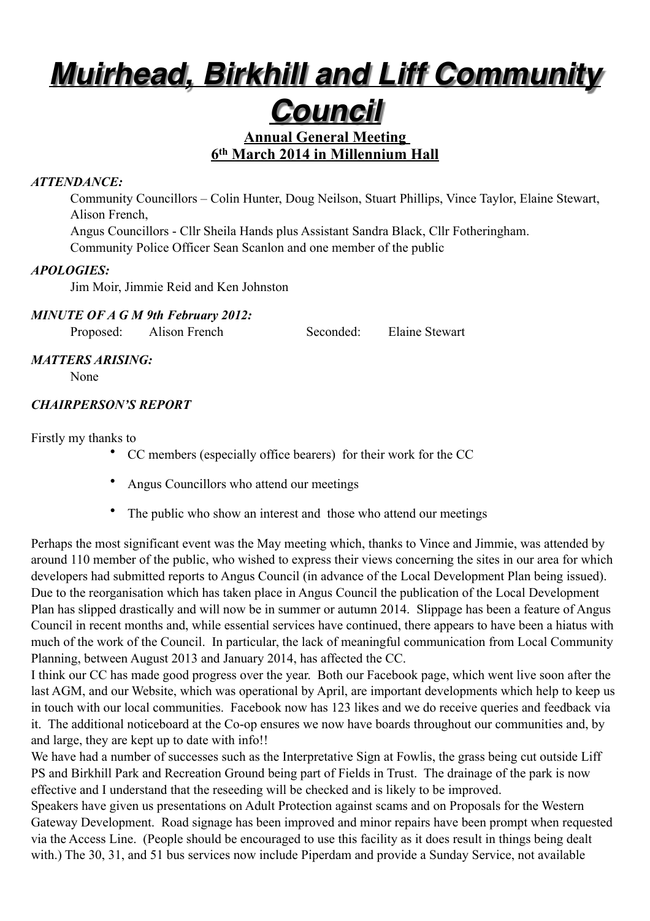# Muirhead, Birkhill and Liff Community Council

**Annual General Meeting**
**6th March 2014 in Millennium Hall**

***ATTENDANCE:***

Community Councillors – Colin Hunter, Doug Neilson, Stuart Phillips, Vince Taylor, Elaine Stewart, Alison French,
Angus Councillors - Cllr Sheila Hands plus Assistant Sandra Black, Cllr Fotheringham.
Community Police Officer Sean Scanlon and one member of the public

***APOLOGIES:***

Jim Moir, Jimmie Reid and Ken Johnston

***MINUTE OF A G M 9th February 2012:***

Proposed: Alison French Seconded: Elaine Stewart

***MATTERS ARISING:***

None

***CHAIRPERSON'S REPORT***

Firstly my thanks to

- CC members (especially office bearers) for their work for the CC
- Angus Councillors who attend our meetings
- The public who show an interest and those who attend our meetings

Perhaps the most significant event was the May meeting which, thanks to Vince and Jimmie, was attended by around 110 member of the public, who wished to express their views concerning the sites in our area for which developers had submitted reports to Angus Council (in advance of the Local Development Plan being issued). Due to the reorganisation which has taken place in Angus Council the publication of the Local Development Plan has slipped drastically and will now be in summer or autumn 2014. Slippage has been a feature of Angus Council in recent months and, while essential services have continued, there appears to have been a hiatus with much of the work of the Council. In particular, the lack of meaningful communication from Local Community Planning, between August 2013 and January 2014, has affected the CC.

I think our CC has made good progress over the year. Both our Facebook page, which went live soon after the last AGM, and our Website, which was operational by April, are important developments which help to keep us in touch with our local communities. Facebook now has 123 likes and we do receive queries and feedback via it. The additional noticeboard at the Co-op ensures we now have boards throughout our communities and, by and large, they are kept up to date with info!!

We have had a number of successes such as the Interpretative Sign at Fowlis, the grass being cut outside Liff PS and Birkhill Park and Recreation Ground being part of Fields in Trust. The drainage of the park is now effective and I understand that the reseeding will be checked and is likely to be improved.

Speakers have given us presentations on Adult Protection against scams and on Proposals for the Western Gateway Development. Road signage has been improved and minor repairs have been prompt when requested via the Access Line. (People should be encouraged to use this facility as it does result in things being dealt with.) The 30, 31, and 51 bus services now include Piperdam and provide a Sunday Service, not available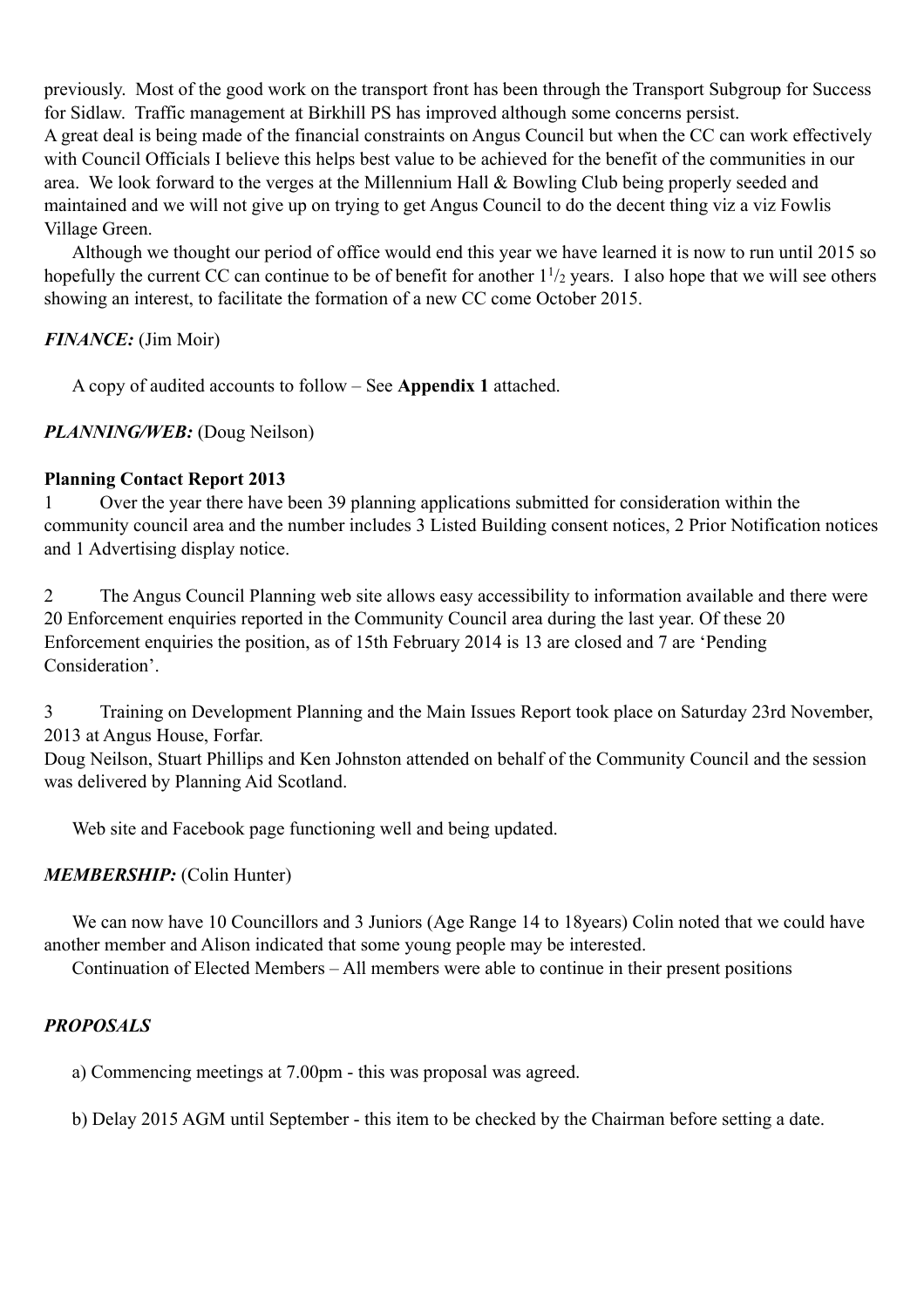previously. Most of the good work on the transport front has been through the Transport Subgroup for Success for Sidlaw. Traffic management at Birkhill PS has improved although some concerns persist.
A great deal is being made of the financial constraints on Angus Council but when the CC can work effectively with Council Officials I believe this helps best value to be achieved for the benefit of the communities in our area. We look forward to the verges at the Millennium Hall & Bowling Club being properly seeded and maintained and we will not give up on trying to get Angus Council to do the decent thing viz a viz Fowlis Village Green.

Although we thought our period of office would end this year we have learned it is now to run until 2015 so hopefully the current CC can continue to be of benefit for another $1^1/_2$ years. I also hope that we will see others showing an interest, to facilitate the formation of a new CC come October 2015.

***FINANCE:*** (Jim Moir)

A copy of audited accounts to follow – See **Appendix 1** attached.

***PLANNING/WEB:*** (Doug Neilson)

**Planning Contact Report 2013**

1 Over the year there have been 39 planning applications submitted for consideration within the community council area and the number includes 3 Listed Building consent notices, 2 Prior Notification notices and 1 Advertising display notice.

2 The Angus Council Planning web site allows easy accessibility to information available and there were 20 Enforcement enquiries reported in the Community Council area during the last year. Of these 20 Enforcement enquiries the position, as of 15th February 2014 is 13 are closed and 7 are 'Pending Consideration'.

3 Training on Development Planning and the Main Issues Report took place on Saturday 23rd November, 2013 at Angus House, Forfar.
Doug Neilson, Stuart Phillips and Ken Johnston attended on behalf of the Community Council and the session was delivered by Planning Aid Scotland.

Web site and Facebook page functioning well and being updated.

***MEMBERSHIP:*** (Colin Hunter)

We can now have 10 Councillors and 3 Juniors (Age Range 14 to 18years) Colin noted that we could have another member and Alison indicated that some young people may be interested.
Continuation of Elected Members – All members were able to continue in their present positions

***PROPOSALS***

a) Commencing meetings at 7.00pm - this was proposal was agreed.

b) Delay 2015 AGM until September - this item to be checked by the Chairman before setting a date.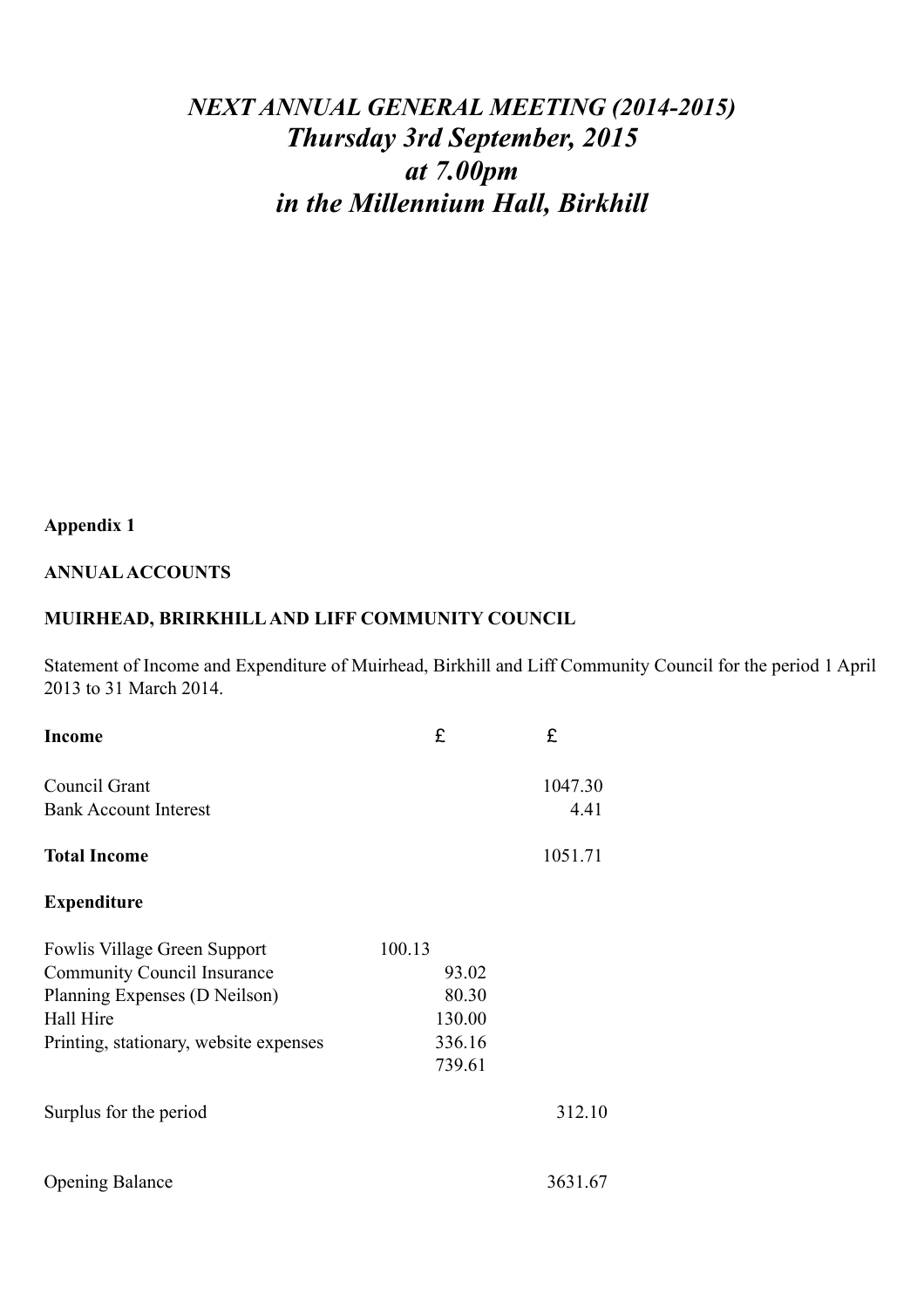# *NEXT ANNUAL GENERAL MEETING (2014-2015)*
## *Thursday 3rd September, 2015*
## *at 7.00pm*
## *in the Millennium Hall, Birkhill*

**Appendix 1**

**ANNUAL ACCOUNTS**

**MUIRHEAD, BIRKHILL AND LIFF COMMUNITY COUNCIL**

Statement of Income and Expenditure of Muirhead, Birkhill and Liff Community Council for the period 1 April 2013 to 31 March 2014.

| | | |
|---|---|---|
| **Income** | £ | £ |
| Council Grant | | 1047.30 |
| Bank Account Interest | | 4.41 |
| **Total Income** | | 1051.71 |
| **Expenditure** | | |
| Fowlis Village Green Support | 100.13 | |
| Community Council Insurance | 93.02 | |
| Planning Expenses (D Neilson) | 80.30 | |
| Hall Hire | 130.00 | |
| Printing, stationary, website expenses | 336.16 | |
| | 739.61 | |
| Surplus for the period | | 312.10 |
| Opening Balance | | 3631.67 |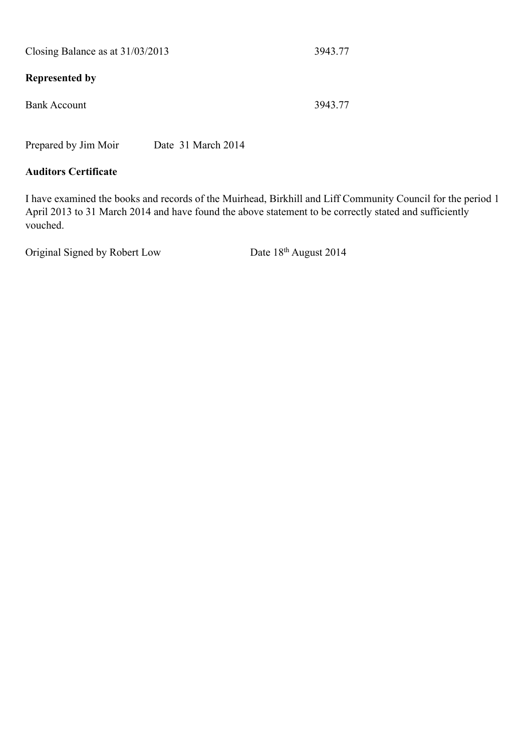| | |
|---|---|
| Closing Balance as at 31/03/2013 | 3943.77 |

**Represented by**

| | |
|---|---|
| Bank Account | 3943.77 |

Prepared by Jim Moir     Date 31 March 2014

**Auditors Certificate**

I have examined the books and records of the Muirhead, Birkhill and Liff Community Council for the period 1 April 2013 to 31 March 2014 and have found the above statement to be correctly stated and sufficiently vouched.

Original Signed by Robert Low     Date 18th August 2014